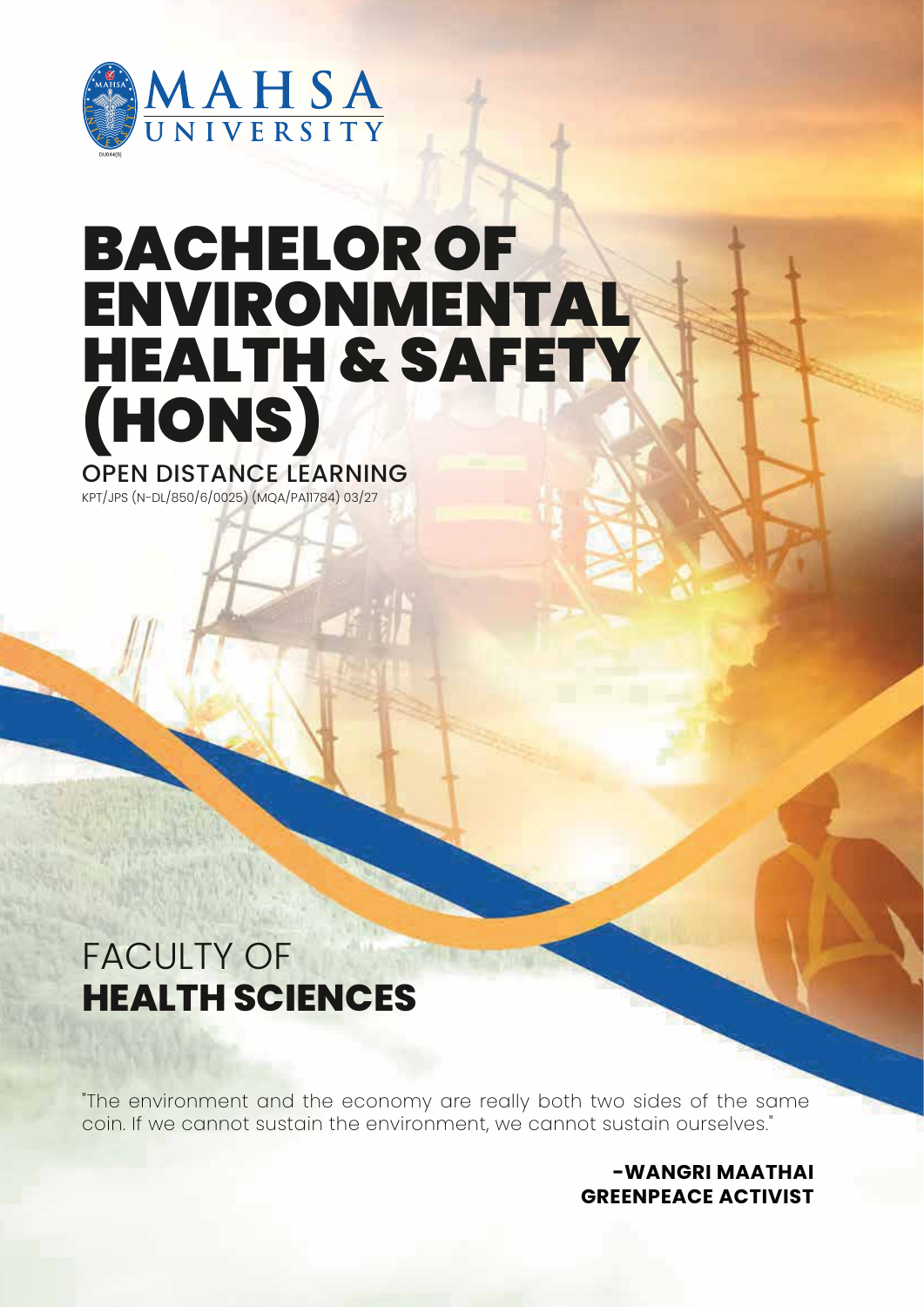MAHSA UNIVERSITY

DU044(B)

# BACHELOR OF ENVIRONMENTAL HEALTH & SAFETY (HONS)

OPEN DISTANCE LEARNING

KPT/JPS (N-DL/850/6/0025) (MQA/PA11784) 03/27

## FACULTY OF **HEALTH SCIENCES**

"The environment and the economy are really both two sides of the same coin. If we cannot sustain the environment, we cannot sustain ourselves."

**-WANGRI MAATHAI**
**GREENPEACE ACTIVIST**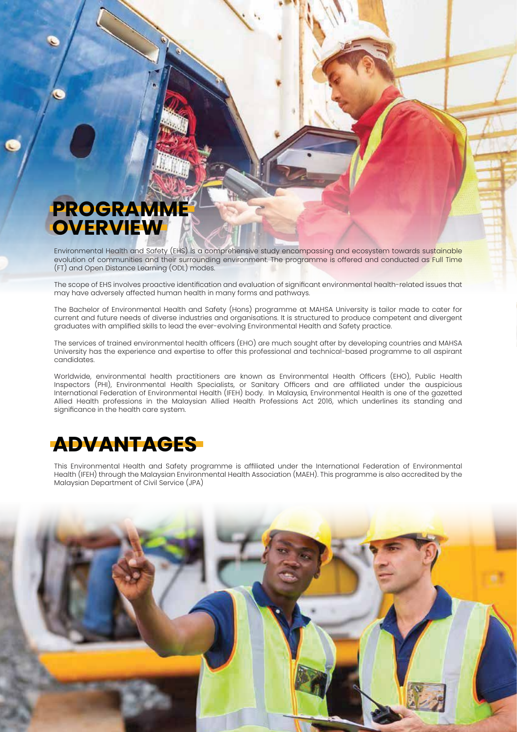## PROGRAMME OVERVIEW

Environmental Health and Safety (EHS) is a comprehensive study encompassing and ecosystem towards sustainable evolution of communities and their surrounding environment. The programme is offered and conducted as Full Time (FT) and Open Distance Learning (ODL) modes.

The scope of EHS involves proactive identification and evaluation of significant environmental health-related issues that may have adversely affected human health in many forms and pathways.

The Bachelor of Environmental Health and Safety (Hons) programme at MAHSA University is tailor made to cater for current and future needs of diverse industries and organisations. It is structured to produce competent and divergent graduates with amplified skills to lead the ever-evolving Environmental Health and Safety practice.

The services of trained environmental health officers (EHO) are much sought after by developing countries and MAHSA University has the experience and expertise to offer this professional and technical-based programme to all aspirant candidates.

Worldwide, environmental health practitioners are known as Environmental Health Officers (EHO), Public Health Inspectors (PHI), Environmental Health Specialists, or Sanitary Officers and are affiliated under the auspicious International Federation of Environmental Health (IFEH) body. In Malaysia, Environmental Health is one of the gazetted Allied Health professions in the Malaysian Allied Health Professions Act 2016, which underlines its standing and significance in the health care system.

## ADVANTAGES

This Environmental Health and Safety programme is affiliated under the International Federation of Environmental Health (IFEH) through the Malaysian Environmental Health Association (MAEH). This programme is also accredited by the Malaysian Department of Civil Service (JPA)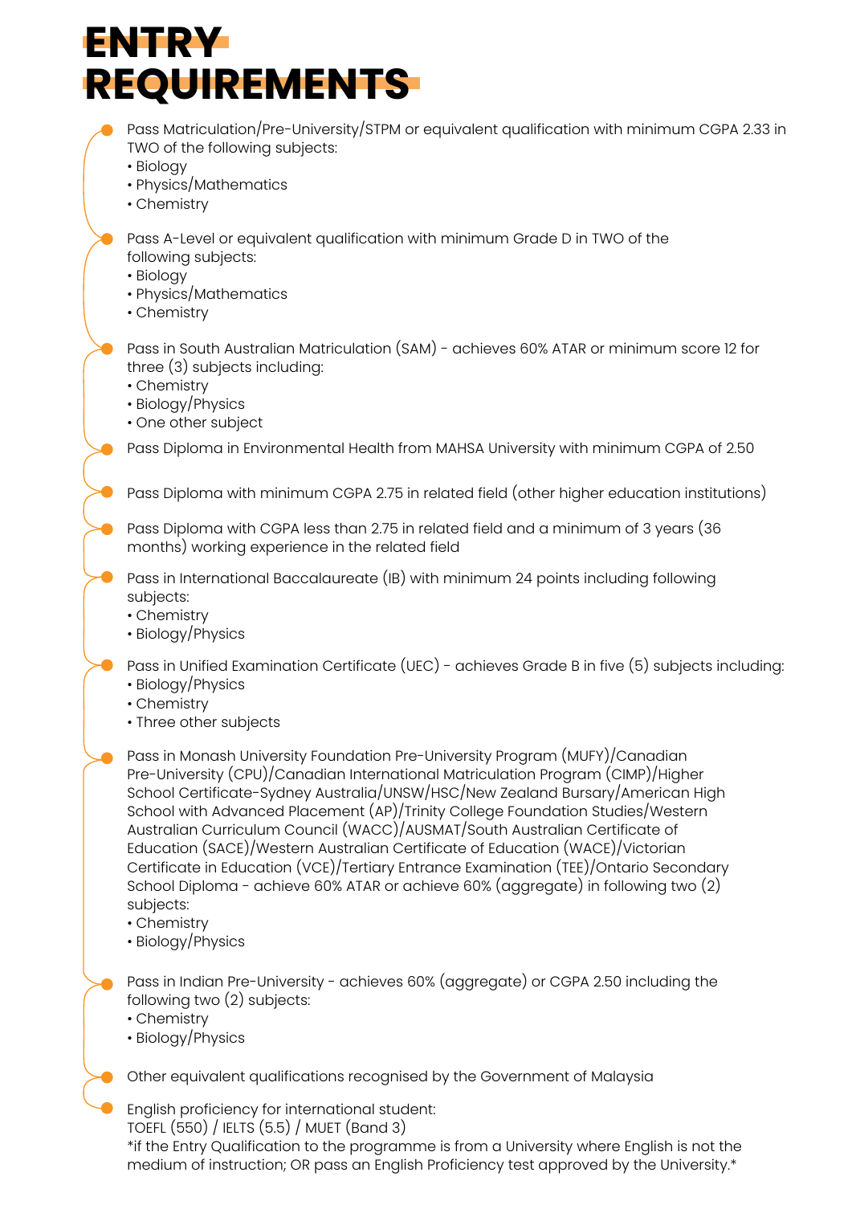# ENTRY REQUIREMENTS

- Pass Matriculation/Pre-University/STPM or equivalent qualification with minimum CGPA 2.33 in TWO of the following subjects:
  - Biology
  - Physics/Mathematics
  - Chemistry
- Pass A-Level or equivalent qualification with minimum Grade D in TWO of the following subjects:
  - Biology
  - Physics/Mathematics
  - Chemistry
- Pass in South Australian Matriculation (SAM) - achieves 60% ATAR or minimum score 12 for three (3) subjects including:
  - Chemistry
  - Biology/Physics
  - One other subject
- Pass Diploma in Environmental Health from MAHSA University with minimum CGPA of 2.50
- Pass Diploma with minimum CGPA 2.75 in related field (other higher education institutions)
- Pass Diploma with CGPA less than 2.75 in related field and a minimum of 3 years (36 months) working experience in the related field
- Pass in International Baccalaureate (IB) with minimum 24 points including following subjects:
  - Chemistry
  - Biology/Physics
- Pass in Unified Examination Certificate (UEC) - achieves Grade B in five (5) subjects including:
  - Biology/Physics
  - Chemistry
  - Three other subjects
- Pass in Monash University Foundation Pre-University Program (MUFY)/Canadian Pre-University (CPU)/Canadian International Matriculation Program (CIMP)/Higher School Certificate-Sydney Australia/UNSW/HSC/New Zealand Bursary/American High School with Advanced Placement (AP)/Trinity College Foundation Studies/Western Australian Curriculum Council (WACC)/AUSMAT/South Australian Certificate of Education (SACE)/Western Australian Certificate of Education (WACE)/Victorian Certificate in Education (VCE)/Tertiary Entrance Examination (TEE)/Ontario Secondary School Diploma - achieve 60% ATAR or achieve 60% (aggregate) in following two (2) subjects:
  - Chemistry
  - Biology/Physics
- Pass in Indian Pre-University - achieves 60% (aggregate) or CGPA 2.50 including the following two (2) subjects:
  - Chemistry
  - Biology/Physics
- Other equivalent qualifications recognised by the Government of Malaysia
- English proficiency for international student:
  TOEFL (550) / IELTS (5.5) / MUET (Band 3)
  *if the Entry Qualification to the programme is from a University where English is not the medium of instruction; OR pass an English Proficiency test approved by the University.*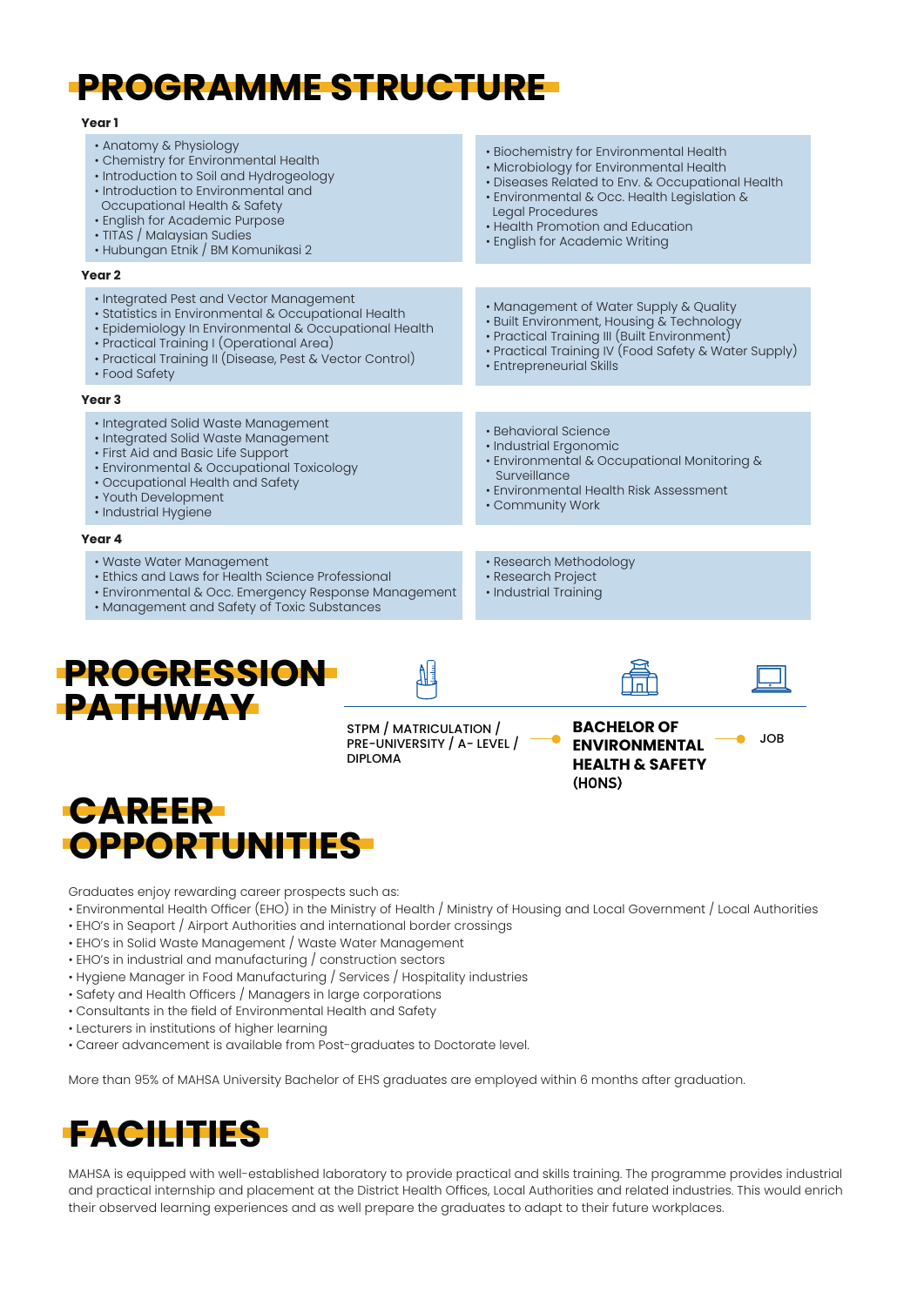# PROGRAMME STRUCTURE

**Year 1**

- Anatomy & Physiology
- Chemistry for Environmental Health
- Introduction to Soil and Hydrogeology
- Introduction to Environmental and Occupational Health & Safety
- English for Academic Purpose
- TITAS / Malaysian Sudies
- Hubungan Etnik / BM Komunikasi 2

- Biochemistry for Environmental Health
- Microbiology for Environmental Health
- Diseases Related to Env. & Occupational Health
- Environmental & Occ. Health Legislation & Legal Procedures
- Health Promotion and Education
- English for Academic Writing

**Year 2**

- Integrated Pest and Vector Management
- Statistics in Environmental & Occupational Health
- Epidemiology In Environmental & Occupational Health
- Practical Training I (Operational Area)
- Practical Training II (Disease, Pest & Vector Control)
- Food Safety

- Management of Water Supply & Quality
- Built Environment, Housing & Technology
- Practical Training III (Built Environment)
- Practical Training IV (Food Safety & Water Supply)
- Entrepreneurial Skills

**Year 3**

- Integrated Solid Waste Management
- Integrated Solid Waste Management
- First Aid and Basic Life Support
- Environmental & Occupational Toxicology
- Occupational Health and Safety
- Youth Development
- Industrial Hygiene

- Behavioral Science
- Industrial Ergonomic
- Environmental & Occupational Monitoring & Surveillance
- Environmental Health Risk Assessment
- Community Work

**Year 4**

- Waste Water Management
- Ethics and Laws for Health Science Professional
- Environmental & Occ. Emergency Response Management
- Management and Safety of Toxic Substances

- Research Methodology
- Research Project
- Industrial Training

# PROGRESSION PATHWAY

STPM / MATRICULATION / PRE-UNIVERSITY / A- LEVEL / DIPLOMA → **BACHELOR OF ENVIRONMENTAL HEALTH & SAFETY (HONS)** → JOB

# CAREER OPPORTUNITIES

Graduates enjoy rewarding career prospects such as:

- Environmental Health Officer (EHO) in the Ministry of Health / Ministry of Housing and Local Government / Local Authorities
- EHO's in Seaport / Airport Authorities and international border crossings
- EHO's in Solid Waste Management / Waste Water Management
- EHO's in industrial and manufacturing / construction sectors
- Hygiene Manager in Food Manufacturing / Services / Hospitality industries
- Safety and Health Officers / Managers in large corporations
- Consultants in the field of Environmental Health and Safety
- Lecturers in institutions of higher learning
- Career advancement is available from Post-graduates to Doctorate level.

More than 95% of MAHSA University Bachelor of EHS graduates are employed within 6 months after graduation.

# FACILITIES

MAHSA is equipped with well-established laboratory to provide practical and skills training. The programme provides industrial and practical internship and placement at the District Health Offices, Local Authorities and related industries. This would enrich their observed learning experiences and as well prepare the graduates to adapt to their future workplaces.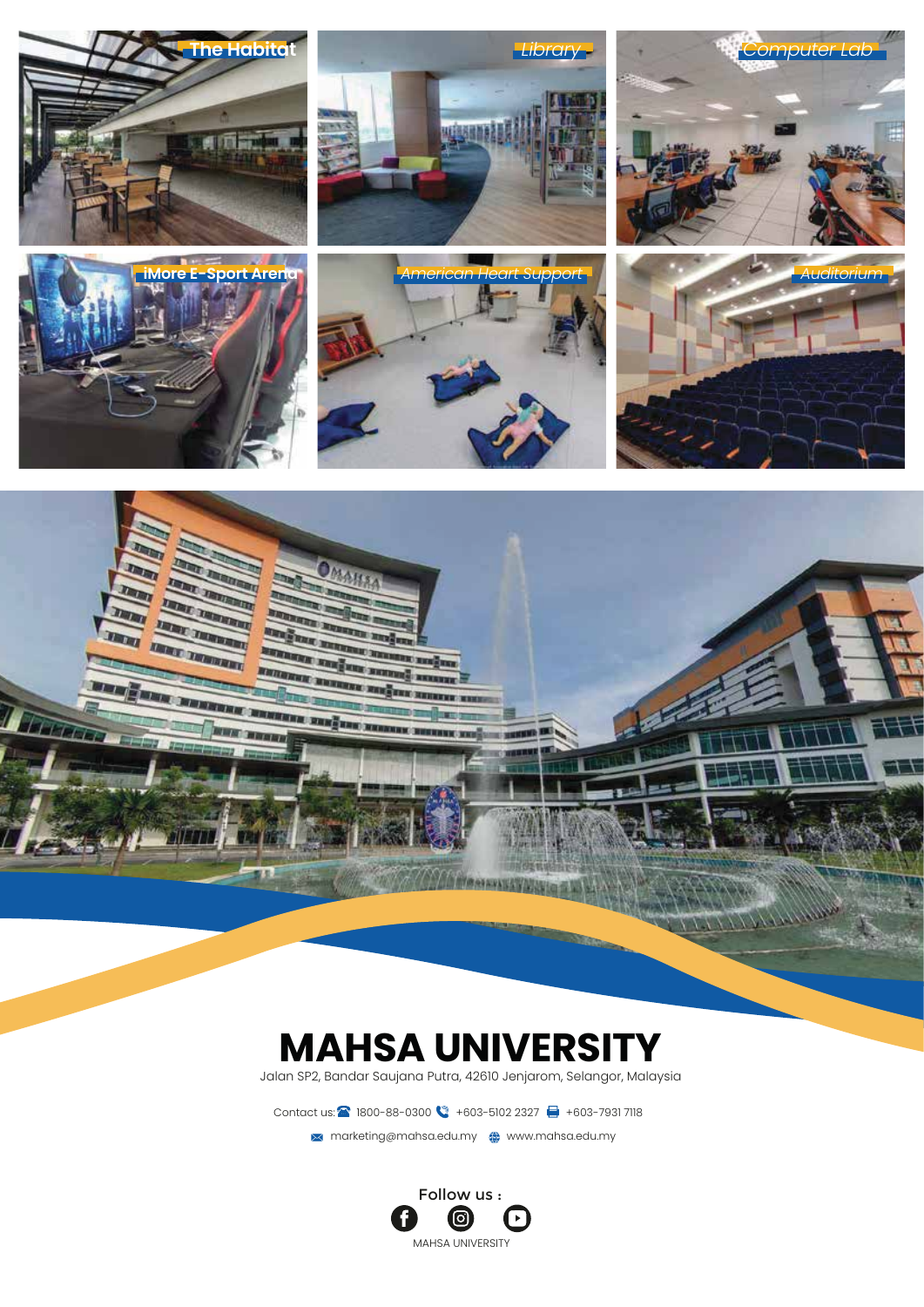The Habitat

Library

Computer Lab

iMore E-Sport Arena

American Heart Support

Auditorium

# MAHSA UNIVERSITY

Jalan SP2, Bandar Saujana Putra, 42610 Jenjarom, Selangor, Malaysia

Contact us: 1800-88-0300 +603-5102 2327 +603-7931 7118

marketing@mahsa.edu.my www.mahsa.edu.my

Follow us :

MAHSA UNIVERSITY